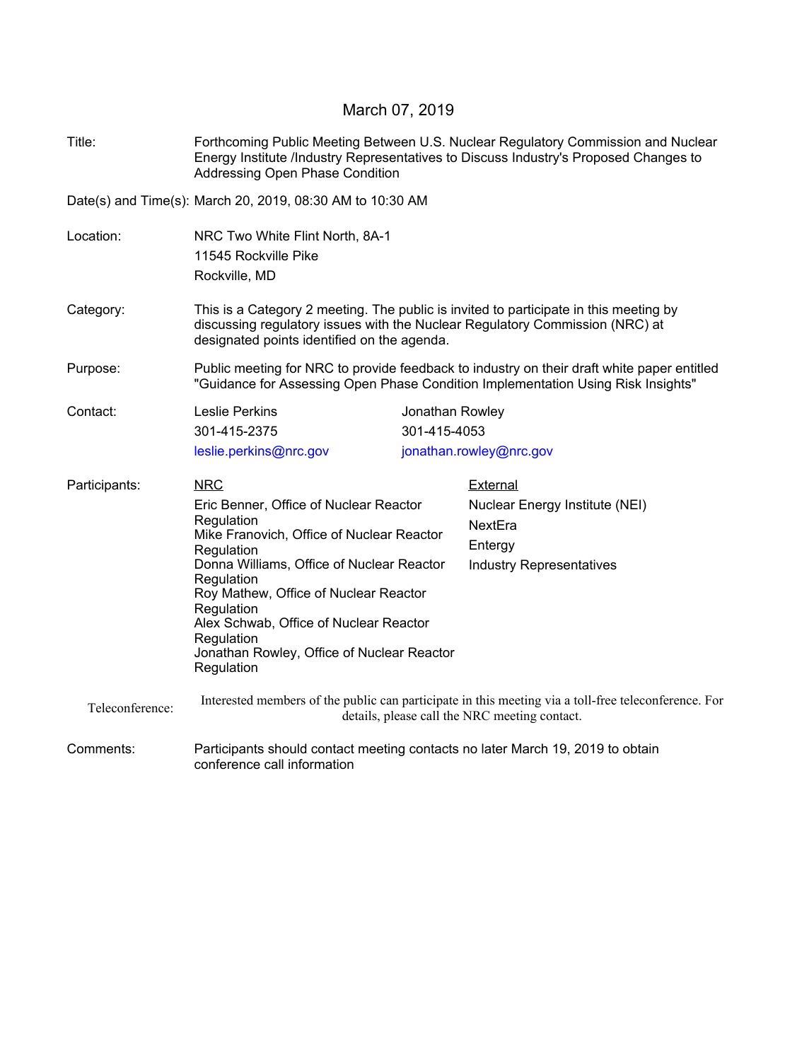March 07, 2019

**Title:** Forthcoming Public Meeting Between U.S. Nuclear Regulatory Commission and Nuclear Energy Institute /Industry Representatives to Discuss Industry's Proposed Changes to Addressing Open Phase Condition

**Date(s) and Time(s):** March 20, 2019, 08:30 AM to 10:30 AM

**Location:** NRC Two White Flint North, 8A-1
11545 Rockville Pike
Rockville, MD

**Category:** This is a Category 2 meeting. The public is invited to participate in this meeting by discussing regulatory issues with the Nuclear Regulatory Commission (NRC) at designated points identified on the agenda.

**Purpose:** Public meeting for NRC to provide feedback to industry on their draft white paper entitled "Guidance for Assessing Open Phase Condition Implementation Using Risk Insights"

**Contact:**

| Leslie Perkins | Jonathan Rowley |
| --- | --- |
| 301-415-2375 | 301-415-4053 |
| leslie.perkins@nrc.gov | jonathan.rowley@nrc.gov |

**Participants:**

| NRC | External |
| --- | --- |
| Eric Benner, Office of Nuclear Reactor Regulation | Nuclear Energy Institute (NEI) |
| Mike Franovich, Office of Nuclear Reactor Regulation | NextEra |
| Donna Williams, Office of Nuclear Reactor Regulation | Entergy |
| Roy Mathew, Office of Nuclear Reactor Regulation | Industry Representatives |
| Alex Schwab, Office of Nuclear Reactor Regulation | |
| Jonathan Rowley, Office of Nuclear Reactor Regulation | |

**Teleconference:** Interested members of the public can participate in this meeting via a toll-free teleconference. For details, please call the NRC meeting contact.

**Comments:** Participants should contact meeting contacts no later March 19, 2019 to obtain conference call information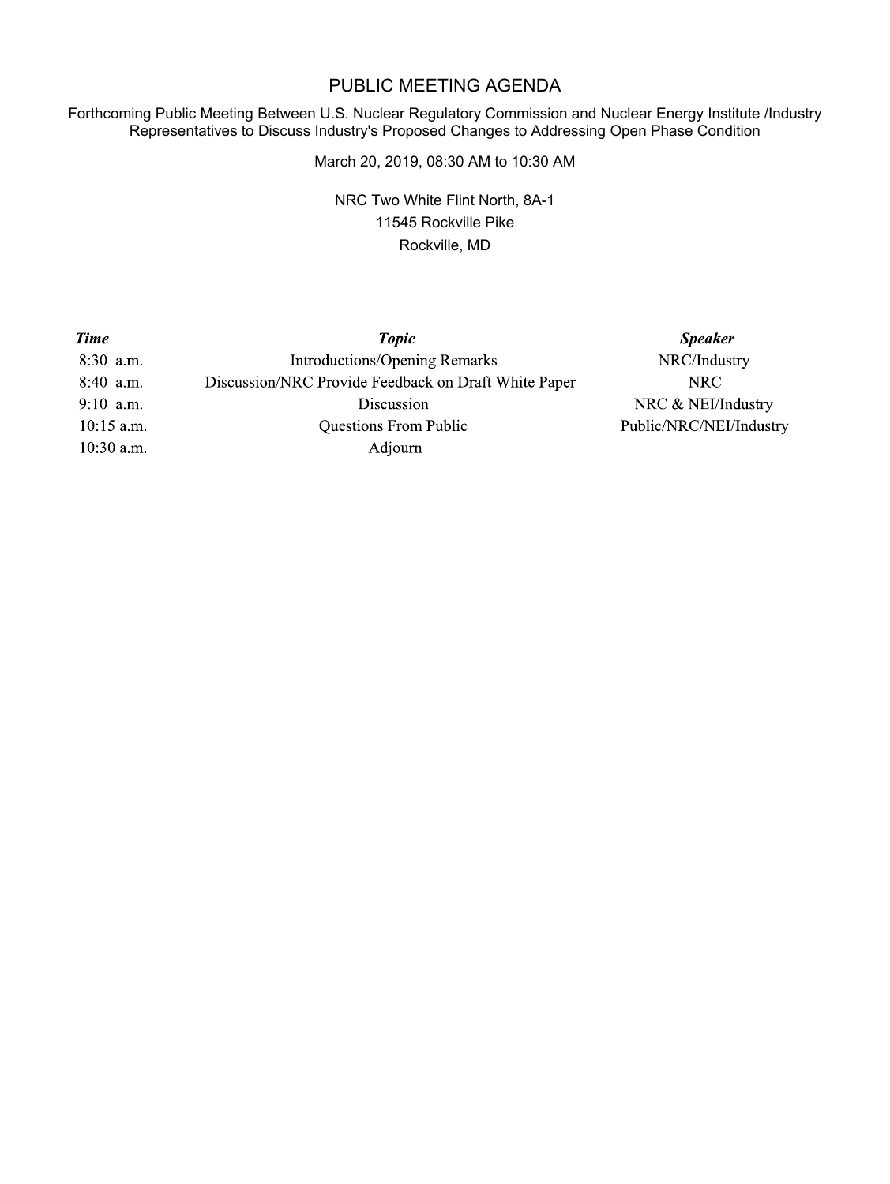# PUBLIC MEETING AGENDA

Forthcoming Public Meeting Between U.S. Nuclear Regulatory Commission and Nuclear Energy Institute /Industry Representatives to Discuss Industry's Proposed Changes to Addressing Open Phase Condition

March 20, 2019, 08:30 AM to 10:30 AM

NRC Two White Flint North, 8A-1
11545 Rockville Pike
Rockville, MD

| *Time* | *Topic* | *Speaker* |
|---|---|---|
| 8:30 a.m. | Introductions/Opening Remarks | NRC/Industry |
| 8:40 a.m. | Discussion/NRC Provide Feedback on Draft White Paper | NRC |
| 9:10 a.m. | Discussion | NRC & NEI/Industry |
| 10:15 a.m. | Questions From Public | Public/NRC/NEI/Industry |
| 10:30 a.m. | Adjourn | |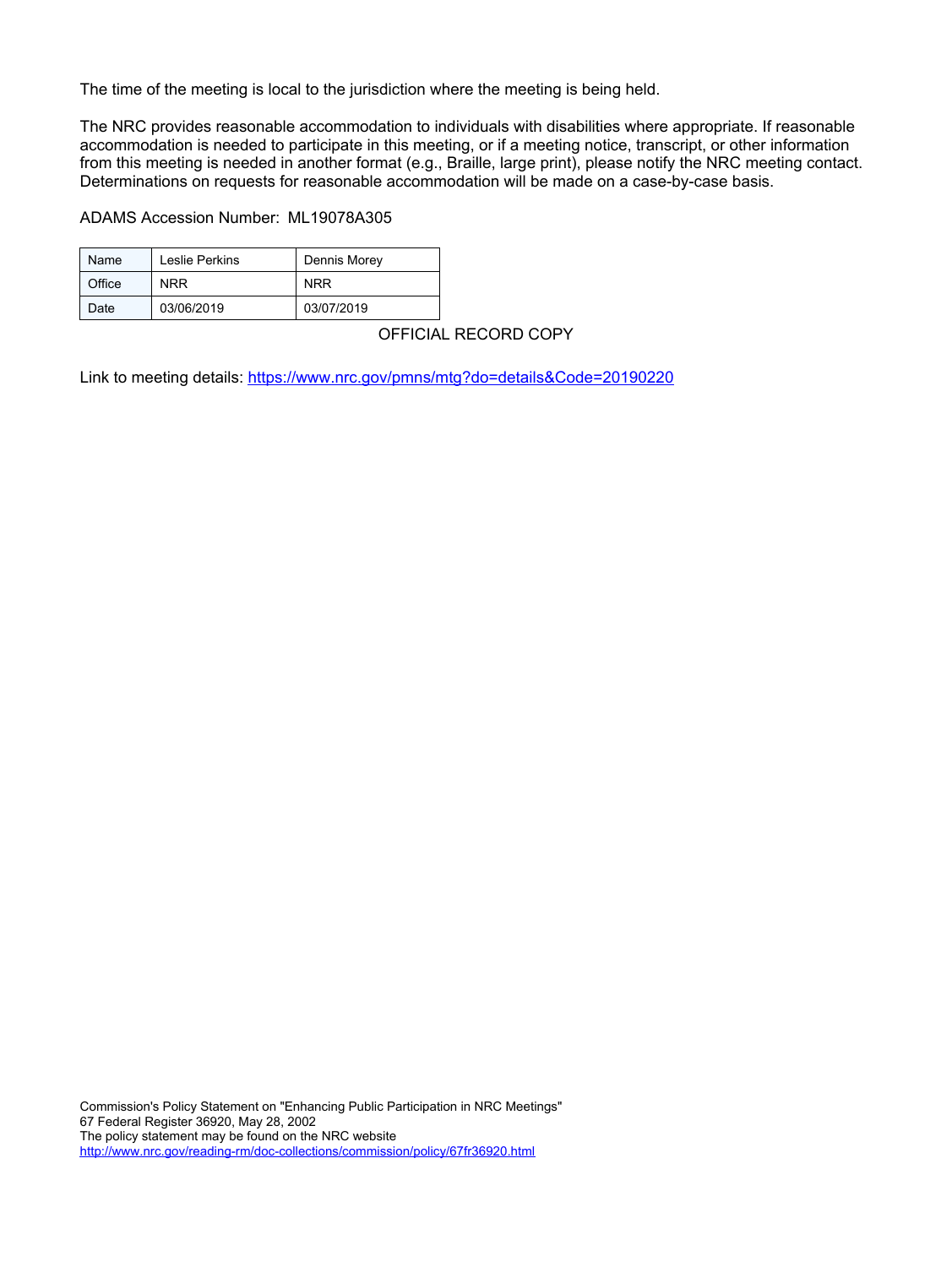The time of the meeting is local to the jurisdiction where the meeting is being held.

The NRC provides reasonable accommodation to individuals with disabilities where appropriate. If reasonable accommodation is needed to participate in this meeting, or if a meeting notice, transcript, or other information from this meeting is needed in another format (e.g., Braille, large print), please notify the NRC meeting contact. Determinations on requests for reasonable accommodation will be made on a case-by-case basis.

ADAMS Accession Number: ML19078A305

| | | |
|---|---|---|
| Name | Leslie Perkins | Dennis Morey |
| Office | NRR | NRR |
| Date | 03/06/2019 | 03/07/2019 |

OFFICIAL RECORD COPY

Link to meeting details: https://www.nrc.gov/pmns/mtg?do=details&Code=20190220

Commission's Policy Statement on "Enhancing Public Participation in NRC Meetings"
67 Federal Register 36920, May 28, 2002
The policy statement may be found on the NRC website
http://www.nrc.gov/reading-rm/doc-collections/commission/policy/67fr36920.html